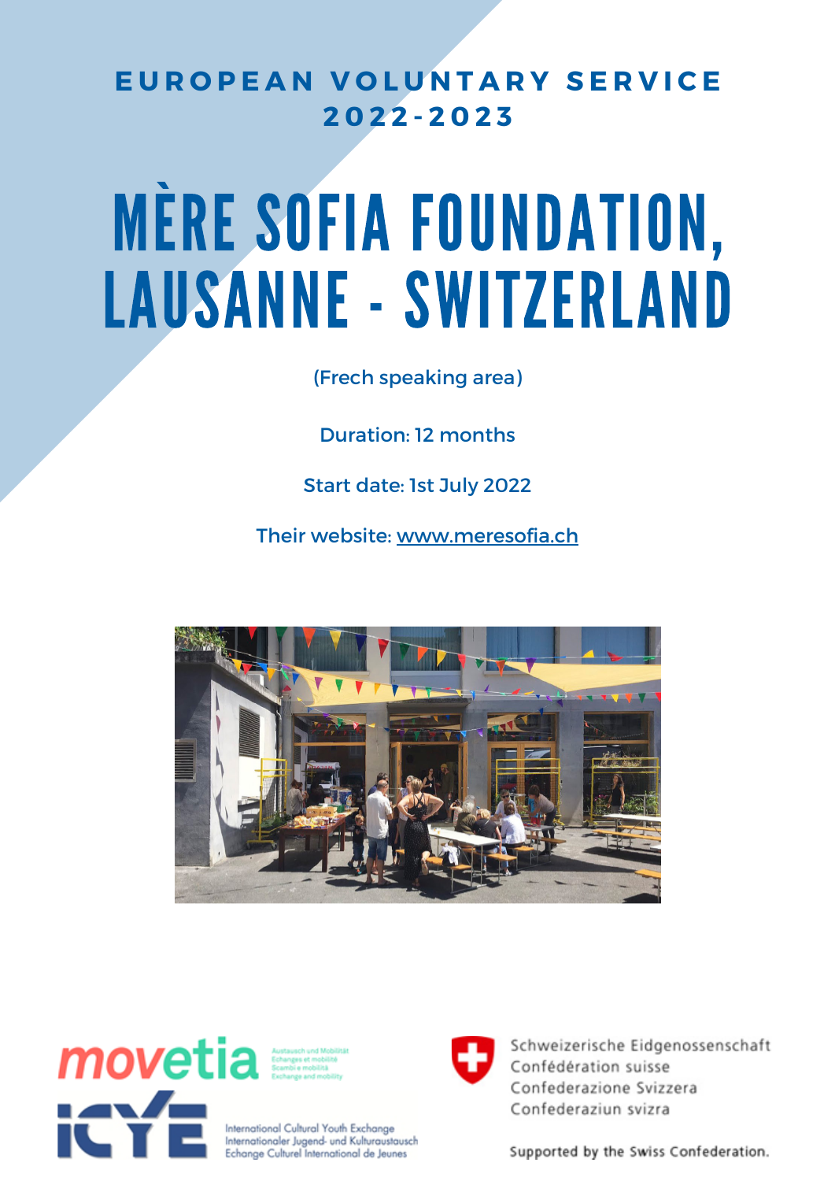EUROPEAN VOLUNTARY SERVICE
2022-2023

# MÈRE SOFIA FOUNDATION, LAUSANNE - SWITZERLAND

(Frech speaking area)

Duration: 12 months

Start date: 1st July 2022

Their website: www.meresofia.ch

movetia
Austausch und Mobilität
Echanges et mobilité
Scambi e mobilità
Exchange and mobility

ICYE
International Cultural Youth Exchange
Internationaler Jugend- und Kulturaustausch
Echange Culturel International de Jeunes

Schweizerische Eidgenossenschaft
Confédération suisse
Confederazione Svizzera
Confederaziun svizra

Supported by the Swiss Confederation.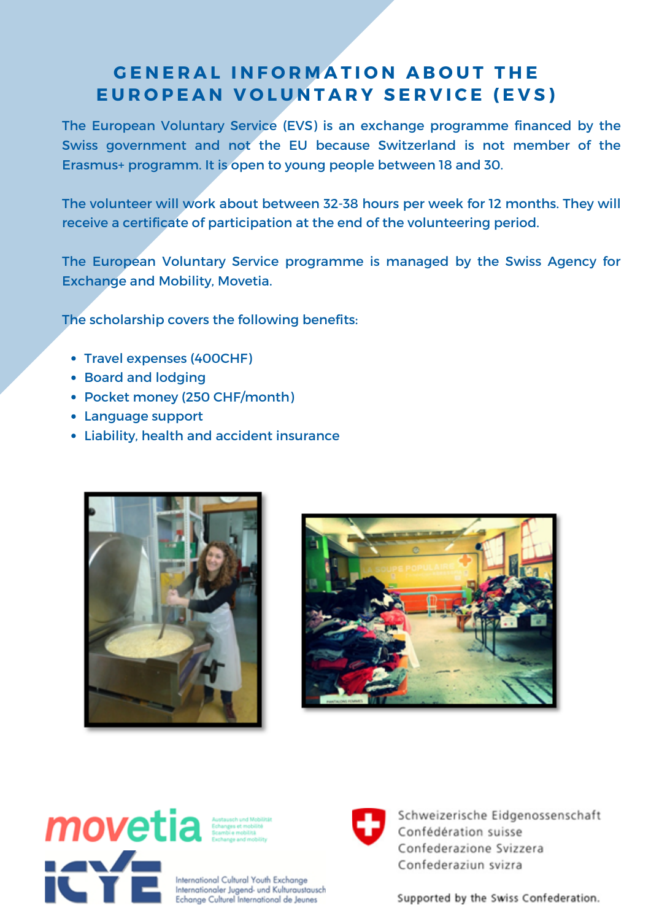# GENERAL INFORMATION ABOUT THE EUROPEAN VOLUNTARY SERVICE (EVS)

The European Voluntary Service (EVS) is an exchange programme financed by the Swiss government and not the EU because Switzerland is not member of the Erasmus+ programm. It is open to young people between 18 and 30.

The volunteer will work about between 32-38 hours per week for 12 months. They will receive a certificate of participation at the end of the volunteering period.

The European Voluntary Service programme is managed by the Swiss Agency for Exchange and Mobility, Movetia.

The scholarship covers the following benefits:

- Travel expenses (400CHF)
- Board and lodging
- Pocket money (250 CHF/month)
- Language support
- Liability, health and accident insurance

movetia — Austausch und Mobilität, Echanges et mobilité, Scambi e mobilità, Exchange and mobility

ICYE — International Cultural Youth Exchange, Internationaler Jugend- und Kulturaustausch, Echange Culturel International de Jeunes

Schweizerische Eidgenossenschaft
Confédération suisse
Confederazione Svizzera
Confederaziun svizra

Supported by the Swiss Confederation.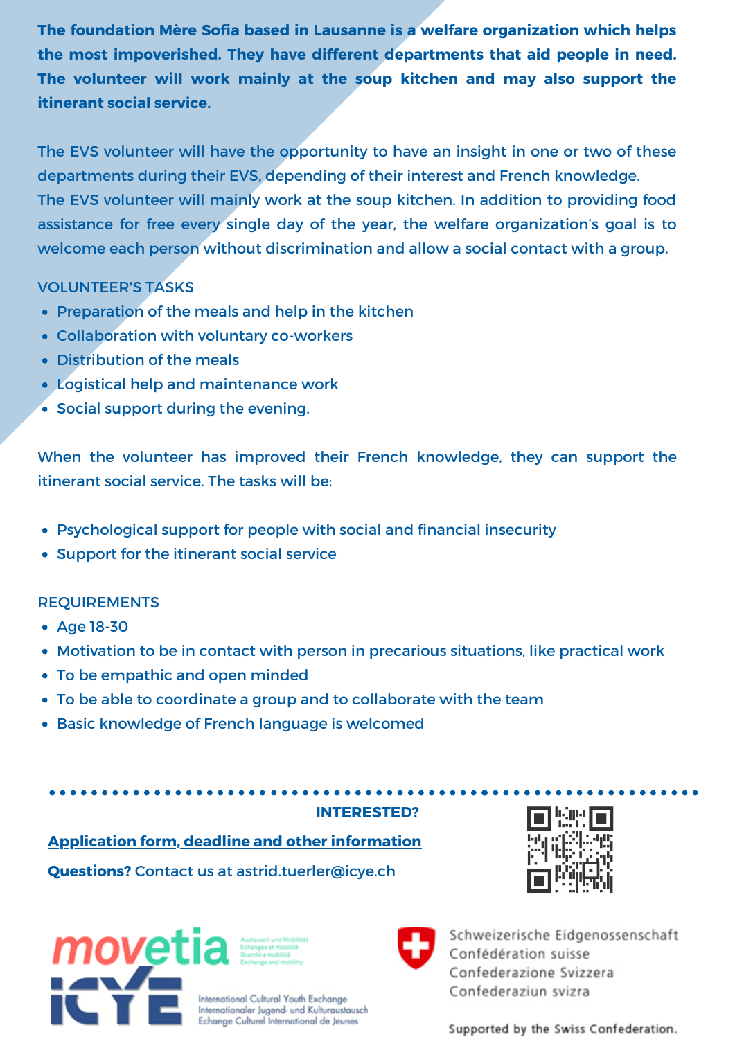**The foundation Mère Sofia based in Lausanne is a welfare organization which helps the most impoverished. They have different departments that aid people in need. The volunteer will work mainly at the soup kitchen and may also support the itinerant social service.**

The EVS volunteer will have the opportunity to have an insight in one or two of these departments during their EVS, depending of their interest and French knowledge.
The EVS volunteer will mainly work at the soup kitchen. In addition to providing food assistance for free every single day of the year, the welfare organization's goal is to welcome each person without discrimination and allow a social contact with a group.

## VOLUNTEER'S TASKS

- Preparation of the meals and help in the kitchen
- Collaboration with voluntary co-workers
- Distribution of the meals
- Logistical help and maintenance work
- Social support during the evening.

When the volunteer has improved their French knowledge, they can support the itinerant social service. The tasks will be:

- Psychological support for people with social and financial insecurity
- Support for the itinerant social service

## REQUIREMENTS

- Age 18-30
- Motivation to be in contact with person in precarious situations, like practical work
- To be empathic and open minded
- To be able to coordinate a group and to collaborate with the team
- Basic knowledge of French language is welcomed

**INTERESTED?**

**Application form, deadline and other information**

**Questions?** Contact us at astrid.tuerler@icye.ch

movetia
Austausch und Mobilität
Echanges et mobilité
Scambi e mobilità
Exchange and mobility

ICYE
International Cultural Youth Exchange
Internationaler Jugend- und Kulturaustausch
Echange Culturel International de Jeunes

Schweizerische Eidgenossenschaft
Confédération suisse
Confederazione Svizzera
Confederaziun svizra

Supported by the Swiss Confederation.